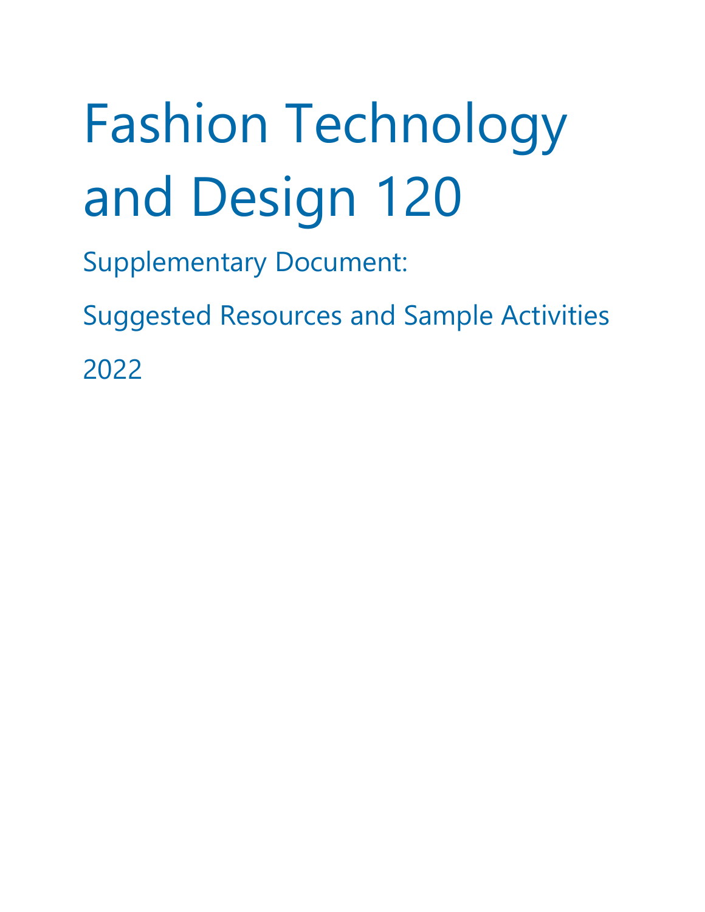# Fashion Technology and Design 120

Supplementary Document:

Suggested Resources and Sample Activities

2022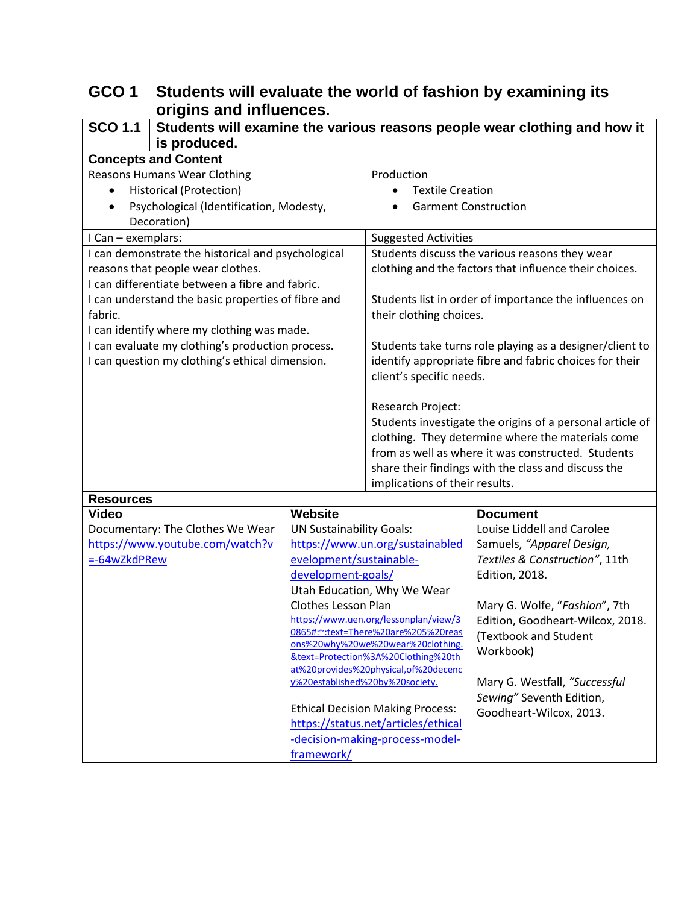## GCO 1 Students will evaluate the world of fashion by examining its origins and influences.

### SCO 1.1 Students will examine the various reasons people wear clothing and how it is produced.

**Concepts and Content**

| Reasons Humans Wear Clothing | Production |
|---|---|
| • Historical (Protection)<br>• Psychological (Identification, Modesty, Decoration) | • Textile Creation<br>• Garment Construction |

| I Can – exemplars: | Suggested Activities |
|---|---|
| I can demonstrate the historical and psychological reasons that people wear clothes.<br>I can differentiate between a fibre and fabric.<br>I can understand the basic properties of fibre and fabric.<br>I can identify where my clothing was made.<br>I can evaluate my clothing's production process.<br>I can question my clothing's ethical dimension. | Students discuss the various reasons they wear clothing and the factors that influence their choices.<br><br>Students list in order of importance the influences on their clothing choices.<br><br>Students take turns role playing as a designer/client to identify appropriate fibre and fabric choices for their client's specific needs.<br><br>Research Project:<br>Students investigate the origins of a personal article of clothing. They determine where the materials come from as well as where it was constructed. Students share their findings with the class and discuss the implications of their results. |

**Resources**

| Video | Website | Document |
|---|---|---|
| Documentary: The Clothes We Wear<br>[https://www.youtube.com/watch?v=-64wZkdPRew](https://www.youtube.com/watch?v=-64wZkdPRew) | UN Sustainability Goals:<br>[https://www.un.org/sustainabledevelopment/sustainable-development-goals/](https://www.un.org/sustainabledevelopment/sustainable-development-goals/)<br>Utah Education, Why We Wear Clothes Lesson Plan<br>[https://www.uen.org/lessonplan/view/30865#:~:text=There%20are%205%20reasons%20why%20we%20wear%20clothing.&text=Protection%3A%20Clothing%20that%20provides%20physical,of%20decency%20established%20by%20society.](https://www.uen.org/lessonplan/view/30865#:~:text=There%20are%205%20reasons%20why%20we%20wear%20clothing.&text=Protection%3A%20Clothing%20that%20provides%20physical,of%20decency%20established%20by%20society.)<br><br>Ethical Decision Making Process:<br>[https://status.net/articles/ethical-decision-making-process-model-framework/](https://status.net/articles/ethical-decision-making-process-model-framework/) | Louise Liddell and Carolee Samuels, *"Apparel Design, Textiles & Construction"*, 11th Edition, 2018.<br><br>Mary G. Wolfe, "*Fashion*", 7th Edition, Goodheart-Wilcox, 2018. (Textbook and Student Workbook)<br><br>Mary G. Westfall, *"Successful Sewing"* Seventh Edition, Goodheart-Wilcox, 2013. |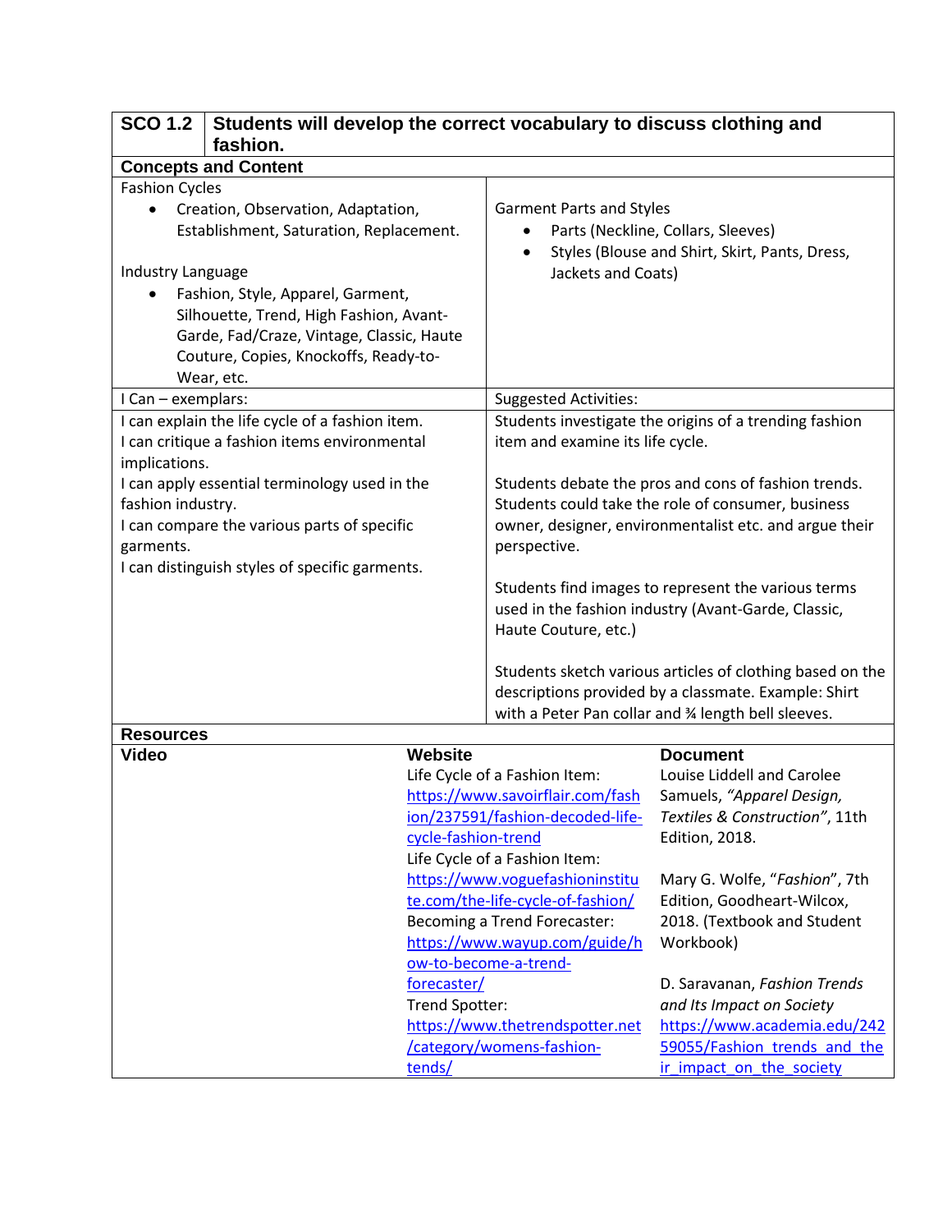## SCO 1.2 Students will develop the correct vocabulary to discuss clothing and fashion.

### Concepts and Content

| | |
|---|---|
| Fashion Cycles<br>• Creation, Observation, Adaptation, Establishment, Saturation, Replacement.<br><br>Industry Language<br>• Fashion, Style, Apparel, Garment, Silhouette, Trend, High Fashion, Avant-Garde, Fad/Craze, Vintage, Classic, Haute Couture, Copies, Knockoffs, Ready-to-Wear, etc. | Garment Parts and Styles<br>• Parts (Neckline, Collars, Sleeves)<br>• Styles (Blouse and Shirt, Skirt, Pants, Dress, Jackets and Coats) |

| I Can – exemplars: | Suggested Activities: |
|---|---|
| I can explain the life cycle of a fashion item.<br>I can critique a fashion items environmental implications.<br>I can apply essential terminology used in the fashion industry.<br>I can compare the various parts of specific garments.<br>I can distinguish styles of specific garments. | Students investigate the origins of a trending fashion item and examine its life cycle.<br><br>Students debate the pros and cons of fashion trends. Students could take the role of consumer, business owner, designer, environmentalist etc. and argue their perspective.<br><br>Students find images to represent the various terms used in the fashion industry (Avant-Garde, Classic, Haute Couture, etc.)<br><br>Students sketch various articles of clothing based on the descriptions provided by a classmate. Example: Shirt with a Peter Pan collar and ¾ length bell sleeves. |

### Resources

| **Video** | **Website** | **Document** |
|---|---|---|
| | Life Cycle of a Fashion Item: https://www.savoirflair.com/fashion/237591/fashion-decoded-life-cycle-fashion-trend<br>Life Cycle of a Fashion Item: https://www.voguefashioninstitute.com/the-life-cycle-of-fashion/<br>Becoming a Trend Forecaster: https://www.wayup.com/guide/how-to-become-a-trend-forecaster/<br>Trend Spotter: https://www.thetrendspotter.net/category/womens-fashion-tends/ | Louise Liddell and Carolee Samuels, *"Apparel Design, Textiles & Construction"*, 11th Edition, 2018.<br><br>Mary G. Wolfe, "*Fashion*", 7th Edition, Goodheart-Wilcox, 2018. (Textbook and Student Workbook)<br><br>D. Saravanan, *Fashion Trends and Its Impact on Society* https://www.academia.edu/24259055/Fashion_trends_and_their_impact_on_the_society |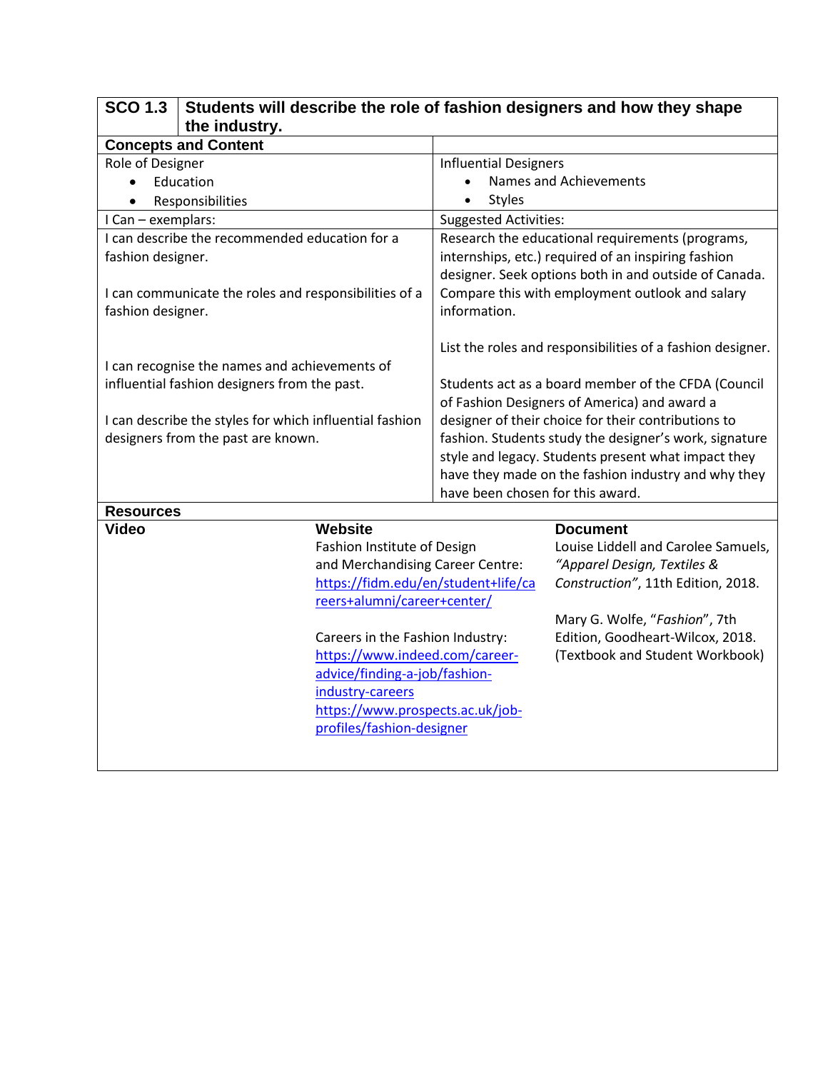| SCO 1.3 | Students will describe the role of fashion designers and how they shape the industry. |
|---|---|

| **Concepts and Content** | |
|---|---|
| Role of Designer<br>• Education<br>• Responsibilities | Influential Designers<br>• Names and Achievements<br>• Styles |
| I Can – exemplars: | Suggested Activities: |
| I can describe the recommended education for a fashion designer.<br><br>I can communicate the roles and responsibilities of a fashion designer.<br><br>I can recognise the names and achievements of influential fashion designers from the past.<br><br>I can describe the styles for which influential fashion designers from the past are known. | Research the educational requirements (programs, internships, etc.) required of an inspiring fashion designer. Seek options both in and outside of Canada. Compare this with employment outlook and salary information.<br><br>List the roles and responsibilities of a fashion designer.<br><br>Students act as a board member of the CFDA (Council of Fashion Designers of America) and award a designer of their choice for their contributions to fashion. Students study the designer's work, signature style and legacy. Students present what impact they have they made on the fashion industry and why they have been chosen for this award. |

**Resources**

| Video | Website | Document |
|---|---|---|
| | Fashion Institute of Design and Merchandising Career Centre: https://fidm.edu/en/student+life/careers+alumni/career+center/<br><br>Careers in the Fashion Industry: https://www.indeed.com/career-advice/finding-a-job/fashion-industry-careers<br>https://www.prospects.ac.uk/job-profiles/fashion-designer | Louise Liddell and Carolee Samuels, *"Apparel Design, Textiles & Construction"*, 11th Edition, 2018.<br><br>Mary G. Wolfe, "*Fashion*", 7th Edition, Goodheart-Wilcox, 2018. (Textbook and Student Workbook) |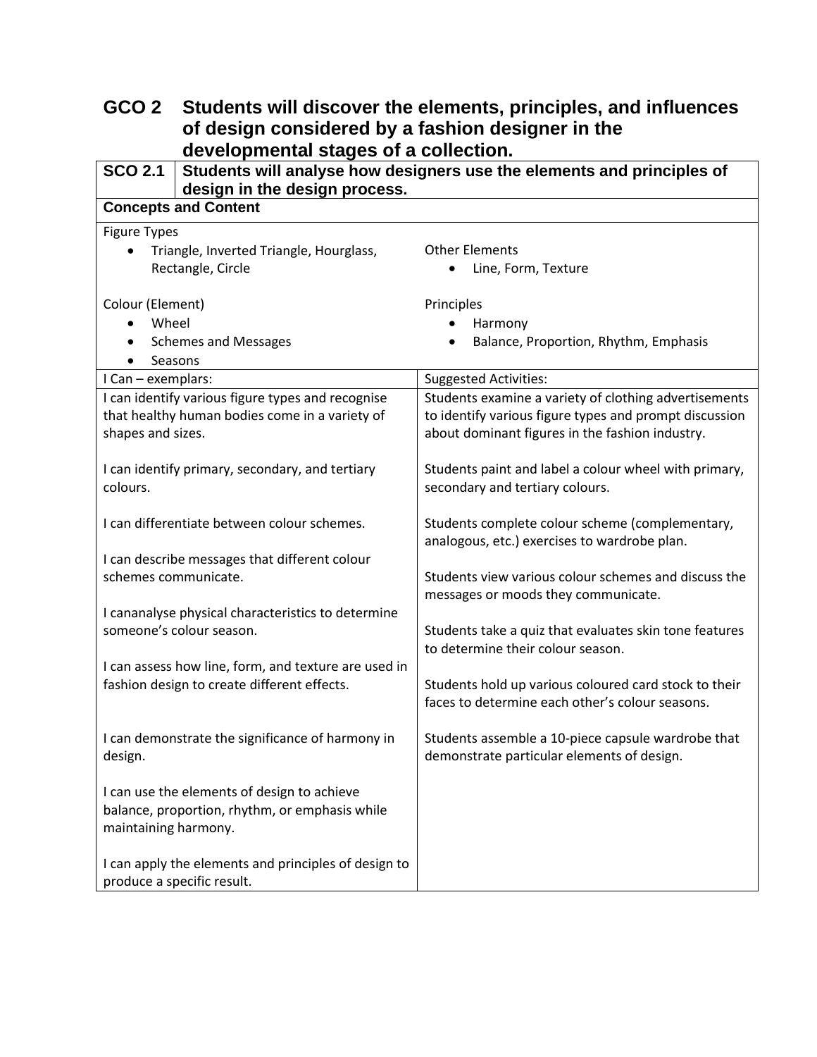## GCO 2 Students will discover the elements, principles, and influences of design considered by a fashion designer in the developmental stages of a collection.

### SCO 2.1 Students will analyse how designers use the elements and principles of design in the design process.

**Concepts and Content**

Figure Types
- Triangle, Inverted Triangle, Hourglass, Rectangle, Circle

Colour (Element)
- Wheel
- Schemes and Messages
- Seasons

Other Elements
- Line, Form, Texture

Principles
- Harmony
- Balance, Proportion, Rhythm, Emphasis

| I Can – exemplars: | Suggested Activities: |
|---|---|
| I can identify various figure types and recognise that healthy human bodies come in a variety of shapes and sizes.<br><br>I can identify primary, secondary, and tertiary colours.<br><br>I can differentiate between colour schemes.<br><br>I can describe messages that different colour schemes communicate.<br><br>I cananalyse physical characteristics to determine someone's colour season.<br><br>I can assess how line, form, and texture are used in fashion design to create different effects.<br><br>I can demonstrate the significance of harmony in design.<br><br>I can use the elements of design to achieve balance, proportion, rhythm, or emphasis while maintaining harmony.<br><br>I can apply the elements and principles of design to produce a specific result. | Students examine a variety of clothing advertisements to identify various figure types and prompt discussion about dominant figures in the fashion industry.<br><br>Students paint and label a colour wheel with primary, secondary and tertiary colours.<br><br>Students complete colour scheme (complementary, analogous, etc.) exercises to wardrobe plan.<br><br>Students view various colour schemes and discuss the messages or moods they communicate.<br><br>Students take a quiz that evaluates skin tone features to determine their colour season.<br><br>Students hold up various coloured card stock to their faces to determine each other's colour seasons.<br><br>Students assemble a 10-piece capsule wardrobe that demonstrate particular elements of design. |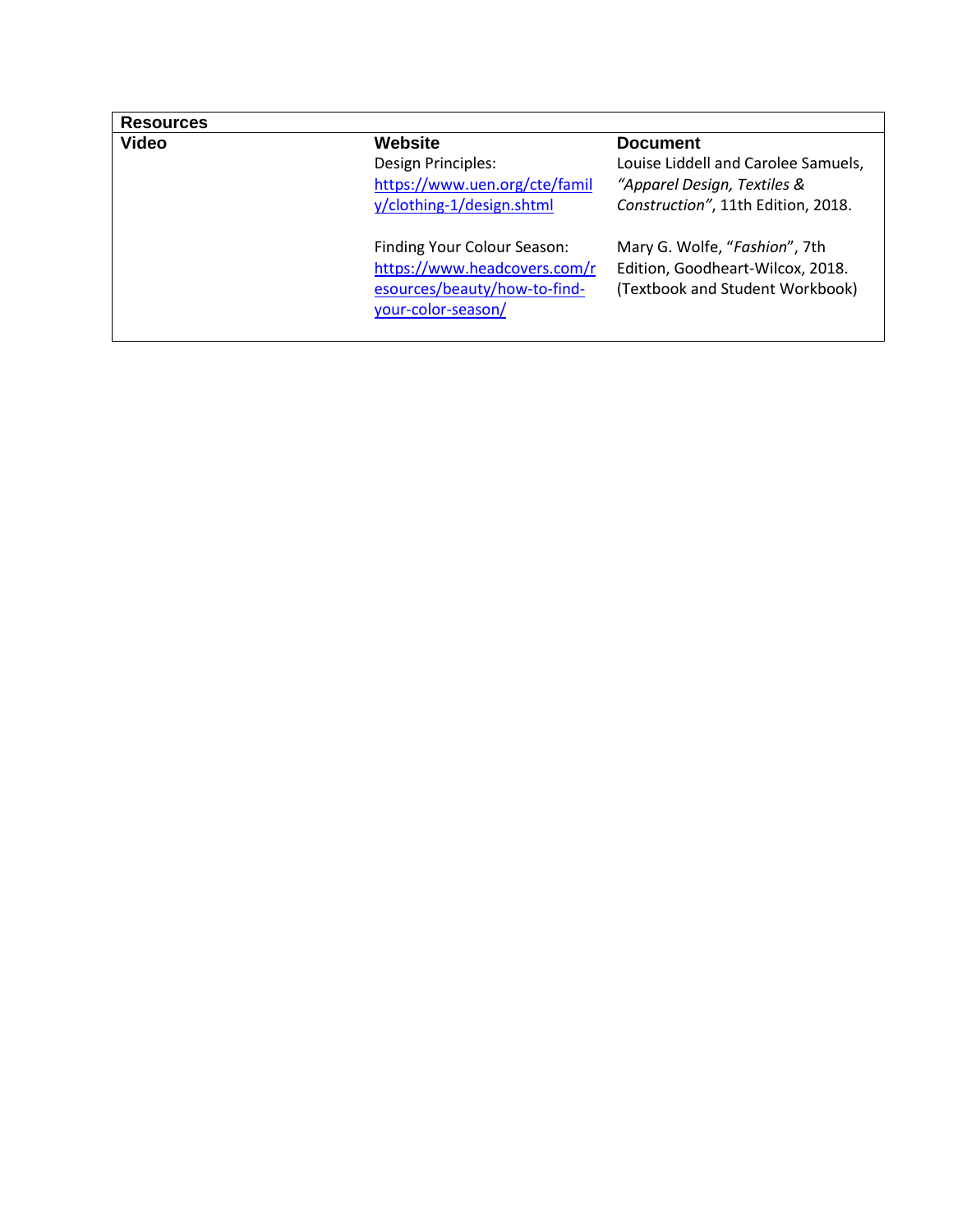| Resources | | |
|---|---|---|
| **Video** | **Website** | **Document** |
| | Design Principles: https://www.uen.org/cte/family/clothing-1/design.shtml | Louise Liddell and Carolee Samuels, *"Apparel Design, Textiles & Construction"*, 11th Edition, 2018. |
| | Finding Your Colour Season: https://www.headcovers.com/resources/beauty/how-to-find-your-color-season/ | Mary G. Wolfe, "*Fashion*", 7th Edition, Goodheart-Wilcox, 2018. (Textbook and Student Workbook) |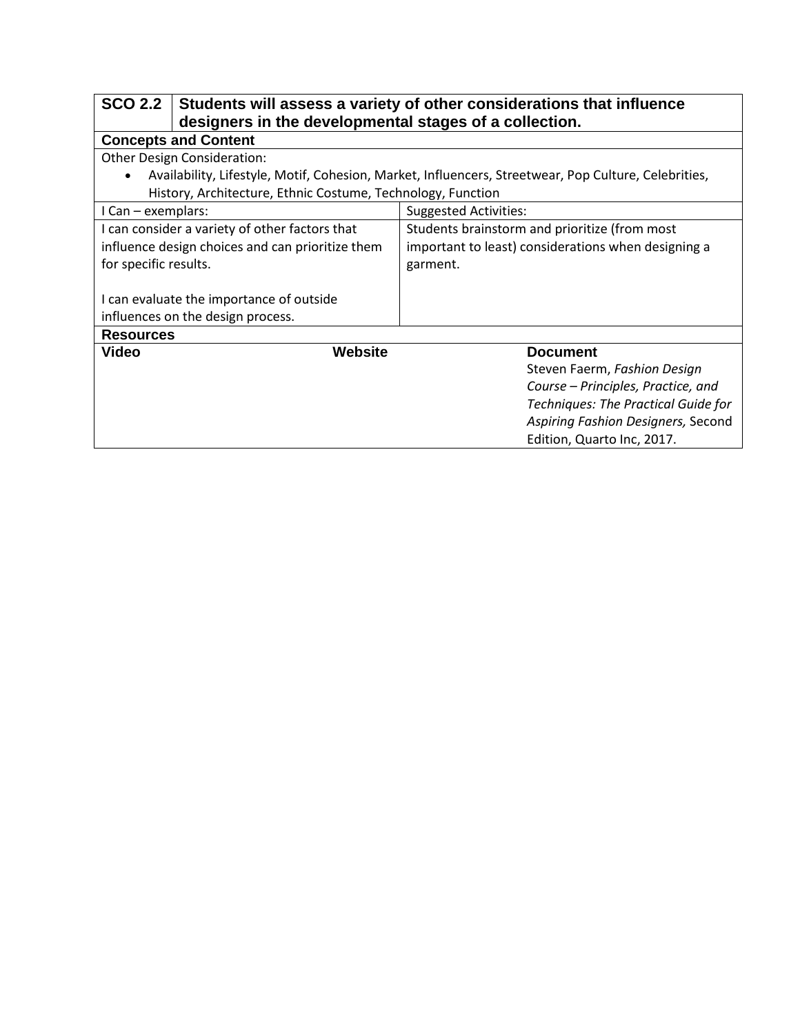| SCO 2.2 | Students will assess a variety of other considerations that influence designers in the developmental stages of a collection. |
|---|---|

**Concepts and Content**

Other Design Consideration:

- Availability, Lifestyle, Motif, Cohesion, Market, Influencers, Streetwear, Pop Culture, Celebrities, History, Architecture, Ethnic Costume, Technology, Function

| I Can – exemplars: | Suggested Activities: |
|---|---|
| I can consider a variety of other factors that influence design choices and can prioritize them for specific results.<br><br>I can evaluate the importance of outside influences on the design process. | Students brainstorm and prioritize (from most important to least) considerations when designing a garment. |

**Resources**

| Video | Website | Document |
|---|---|---|
| | | Steven Faerm, *Fashion Design Course – Principles, Practice, and Techniques: The Practical Guide for Aspiring Fashion Designers,* Second Edition, Quarto Inc, 2017. |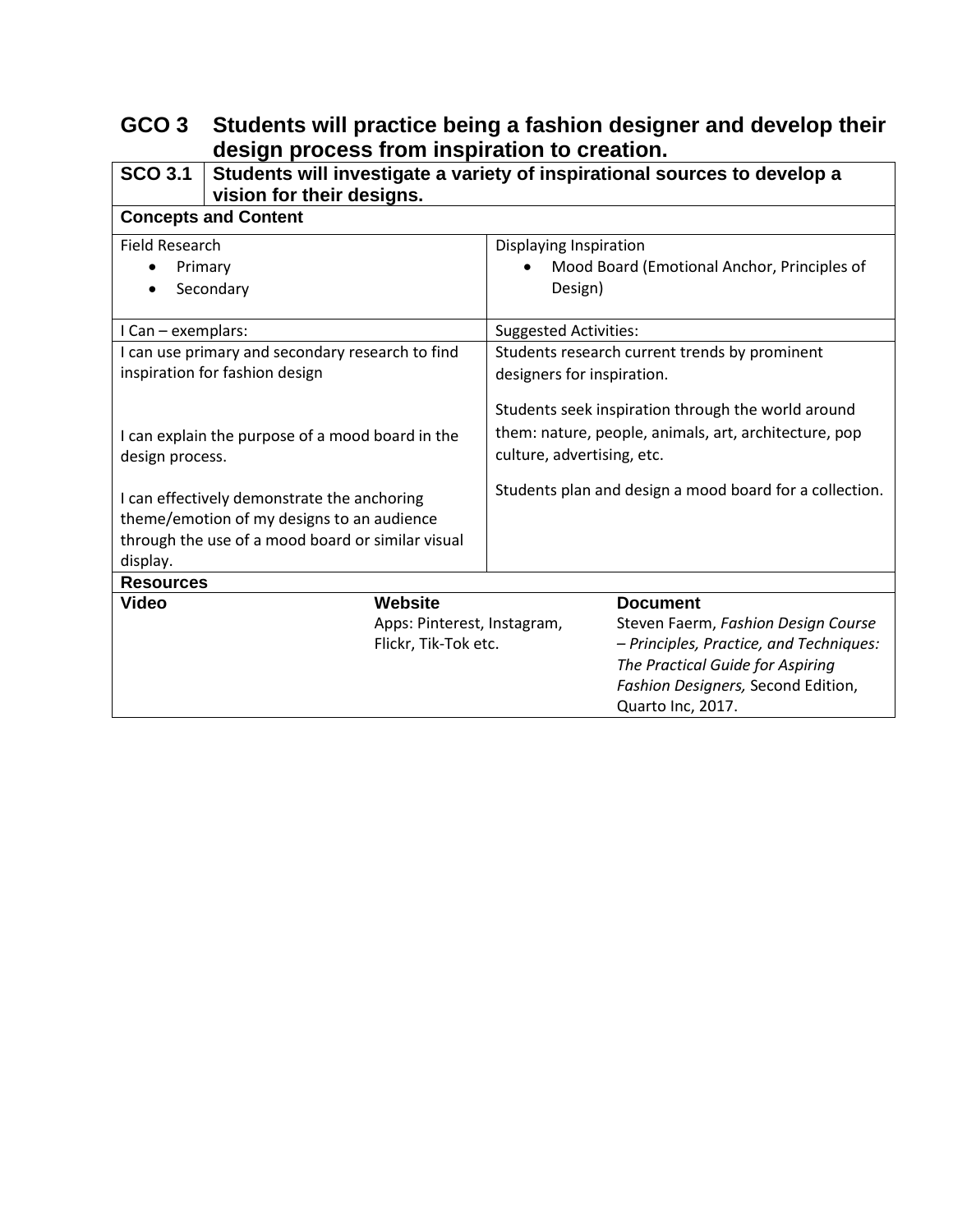## GCO 3 Students will practice being a fashion designer and develop their design process from inspiration to creation.

| SCO 3.1 | Students will investigate a variety of inspirational sources to develop a vision for their designs. |
|---|---|

**Concepts and Content**

| Field Research | Displaying Inspiration |
|---|---|
| • Primary<br>• Secondary | • Mood Board (Emotional Anchor, Principles of Design) |

| I Can – exemplars: | Suggested Activities: |
|---|---|
| I can use primary and secondary research to find inspiration for fashion design<br><br>I can explain the purpose of a mood board in the design process.<br><br>I can effectively demonstrate the anchoring theme/emotion of my designs to an audience through the use of a mood board or similar visual display. | Students research current trends by prominent designers for inspiration.<br><br>Students seek inspiration through the world around them: nature, people, animals, art, architecture, pop culture, advertising, etc.<br><br>Students plan and design a mood board for a collection. |

**Resources**

| Video | Website | Document |
|---|---|---|
| | Apps: Pinterest, Instagram, Flickr, Tik-Tok etc. | Steven Faerm, *Fashion Design Course – Principles, Practice, and Techniques: The Practical Guide for Aspiring Fashion Designers,* Second Edition, Quarto Inc, 2017. |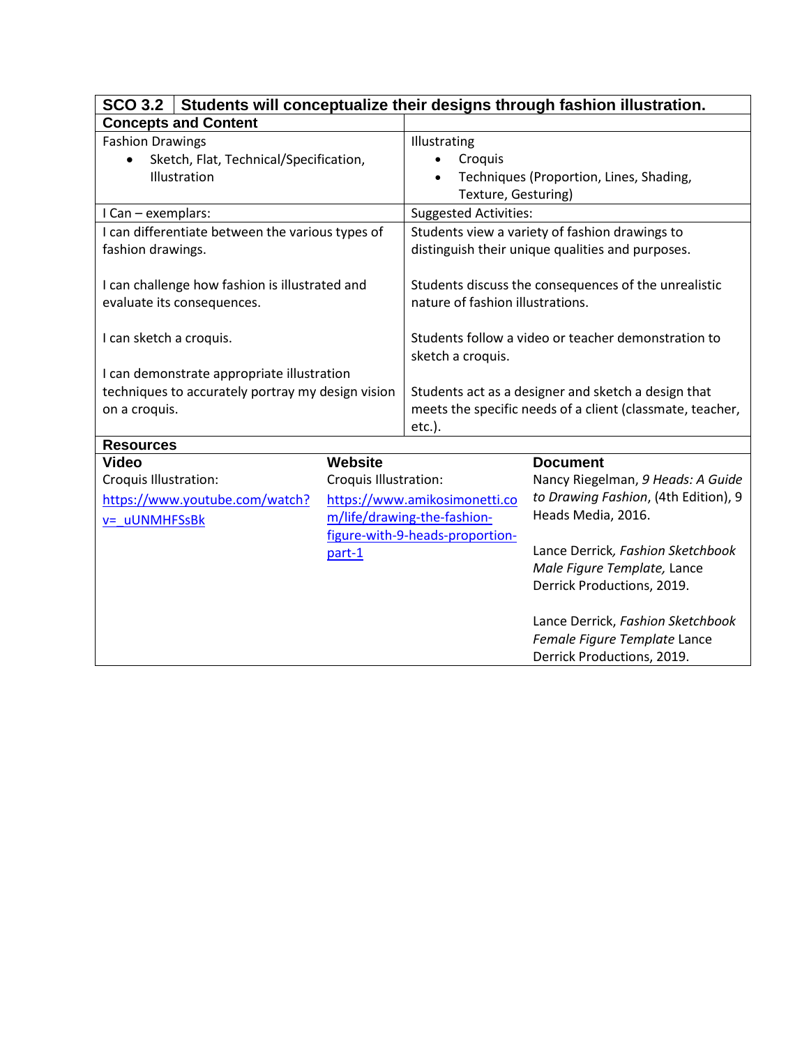| SCO 3.2 | Students will conceptualize their designs through fashion illustration. |
|---|---|
| **Concepts and Content** | |
| Fashion Drawings<br>• Sketch, Flat, Technical/Specification, Illustration | Illustrating<br>• Croquis<br>• Techniques (Proportion, Lines, Shading, Texture, Gesturing) |
| I Can – exemplars: | Suggested Activities: |
| I can differentiate between the various types of fashion drawings.<br><br>I can challenge how fashion is illustrated and evaluate its consequences.<br><br>I can sketch a croquis.<br><br>I can demonstrate appropriate illustration techniques to accurately portray my design vision on a croquis. | Students view a variety of fashion drawings to distinguish their unique qualities and purposes.<br><br>Students discuss the consequences of the unrealistic nature of fashion illustrations.<br><br>Students follow a video or teacher demonstration to sketch a croquis.<br><br>Students act as a designer and sketch a design that meets the specific needs of a client (classmate, teacher, etc.). |

**Resources**

| Video | Website | Document |
|---|---|---|
| Croquis Illustration:<br>https://www.youtube.com/watch?v=_uUNMHFSsBk | Croquis Illustration:<br>https://www.amikosimonetti.com/life/drawing-the-fashion-figure-with-9-heads-proportion-part-1 | Nancy Riegelman, *9 Heads: A Guide to Drawing Fashion*, (4th Edition), 9 Heads Media, 2016.<br><br>Lance Derrick*, Fashion Sketchbook Male Figure Template,* Lance Derrick Productions, 2019.<br><br>Lance Derrick, *Fashion Sketchbook Female Figure Template* Lance Derrick Productions, 2019. |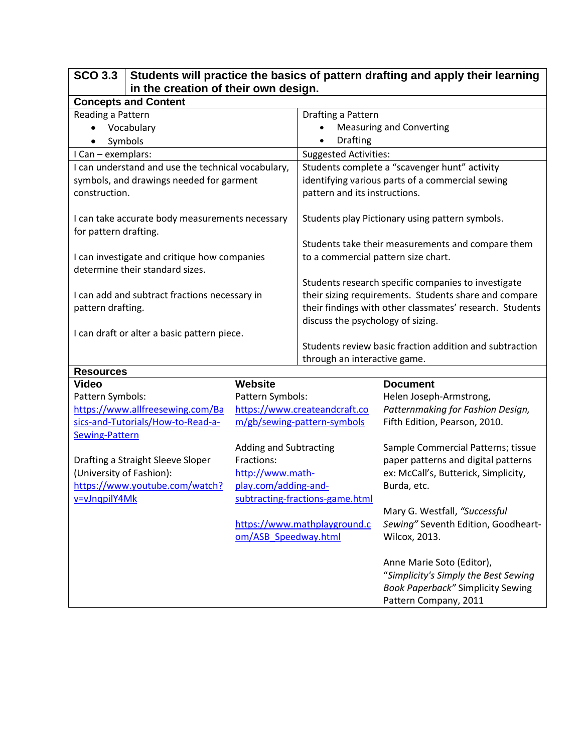| SCO 3.3 | Students will practice the basics of pattern drafting and apply their learning in the creation of their own design. |
|---|---|

**Concepts and Content**

| Reading a Pattern | Drafting a Pattern |
|---|---|
| • Vocabulary<br>• Symbols | • Measuring and Converting<br>• Drafting |
| **I Can – exemplars:** | **Suggested Activities:** |
| I can understand and use the technical vocabulary, symbols, and drawings needed for garment construction.<br><br>I can take accurate body measurements necessary for pattern drafting.<br><br>I can investigate and critique how companies determine their standard sizes.<br><br>I can add and subtract fractions necessary in pattern drafting.<br><br>I can draft or alter a basic pattern piece. | Students complete a "scavenger hunt" activity identifying various parts of a commercial sewing pattern and its instructions.<br><br>Students play Pictionary using pattern symbols.<br><br>Students take their measurements and compare them to a commercial pattern size chart.<br><br>Students research specific companies to investigate their sizing requirements. Students share and compare their findings with other classmates' research. Students discuss the psychology of sizing.<br><br>Students review basic fraction addition and subtraction through an interactive game. |

**Resources**

| Video | Website | Document |
|---|---|---|
| Pattern Symbols:<br>https://www.allfreesewing.com/Basics-and-Tutorials/How-to-Read-a-Sewing-Pattern<br><br>Drafting a Straight Sleeve Sloper (University of Fashion):<br>https://www.youtube.com/watch?v=vJnqpilY4Mk | Pattern Symbols:<br>https://www.createandcraft.com/gb/sewing-pattern-symbols<br><br>Adding and Subtracting Fractions:<br>http://www.math-play.com/adding-and-subtracting-fractions-game.html<br><br>https://www.mathplayground.com/ASB_Speedway.html | Helen Joseph-Armstrong, *Patternmaking for Fashion Design,* Fifth Edition, Pearson, 2010.<br><br>Sample Commercial Patterns; tissue paper patterns and digital patterns ex: McCall's, Butterick, Simplicity, Burda, etc.<br><br>Mary G. Westfall, *"Successful Sewing"* Seventh Edition, Goodheart-Wilcox, 2013.<br><br>Anne Marie Soto (Editor), "*Simplicity's Simply the Best Sewing Book Paperback"* Simplicity Sewing Pattern Company, 2011 |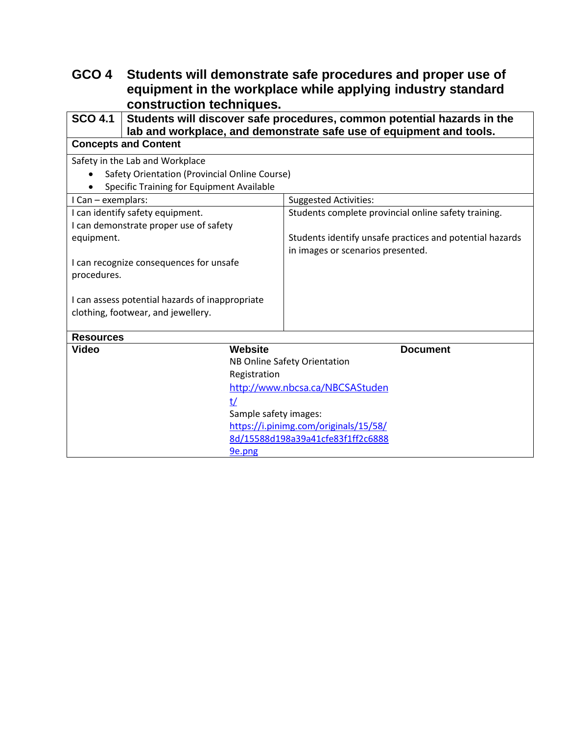## GCO 4 Students will demonstrate safe procedures and proper use of equipment in the workplace while applying industry standard construction techniques.

| SCO 4.1 | Students will discover safe procedures, common potential hazards in the lab and workplace, and demonstrate safe use of equipment and tools. |
|---|---|

**Concepts and Content**

Safety in the Lab and Workplace

- Safety Orientation (Provincial Online Course)
- Specific Training for Equipment Available

| I Can – exemplars: | Suggested Activities: |
|---|---|
| I can identify safety equipment.<br>I can demonstrate proper use of safety equipment.<br><br>I can recognize consequences for unsafe procedures.<br><br>I can assess potential hazards of inappropriate clothing, footwear, and jewellery. | Students complete provincial online safety training.<br><br>Students identify unsafe practices and potential hazards in images or scenarios presented. |

**Resources**

| Video | Website | Document |
|---|---|---|
| | NB Online Safety Orientation Registration<br>http://www.nbcsa.ca/NBCSAStudent/<br>Sample safety images:<br>https://i.pinimg.com/originals/15/58/8d/15588d198a39a41cfe83f1ff2c68889e.png | |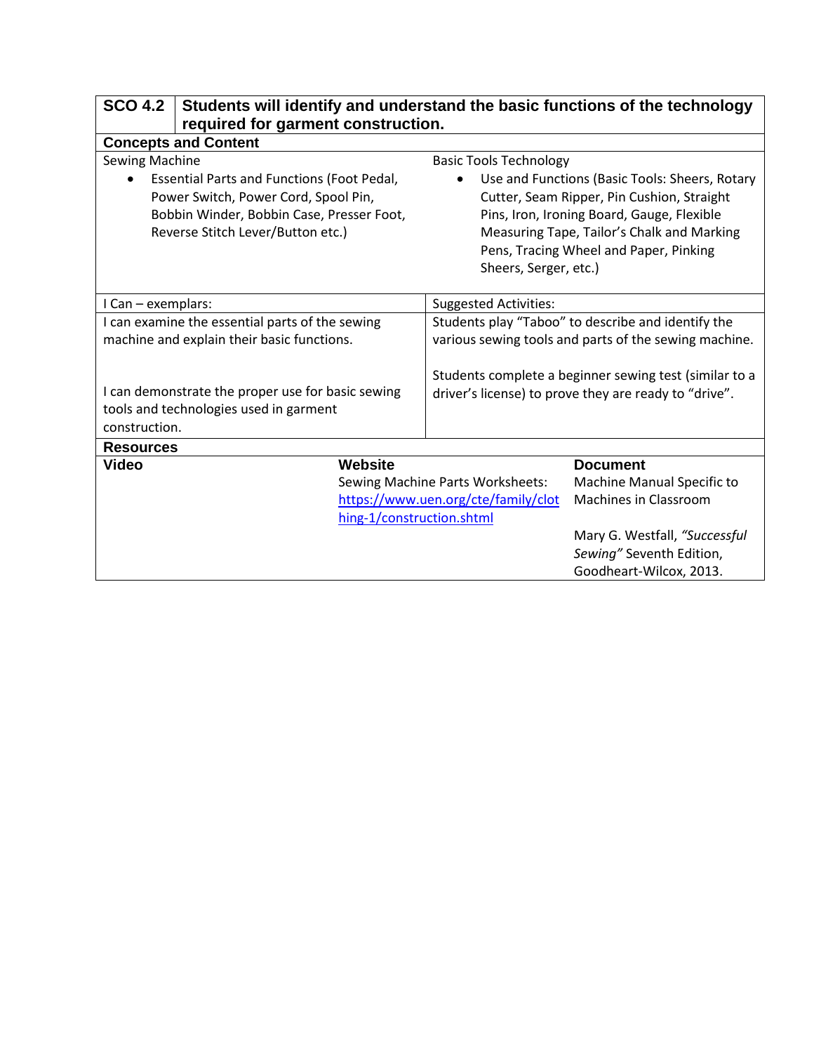| SCO 4.2 | Students will identify and understand the basic functions of the technology required for garment construction. | |
|---|---|---|
| **Concepts and Content** | | |
| Sewing Machine<br>• Essential Parts and Functions (Foot Pedal, Power Switch, Power Cord, Spool Pin, Bobbin Winder, Bobbin Case, Presser Foot, Reverse Stitch Lever/Button etc.) | Basic Tools Technology<br>• Use and Functions (Basic Tools: Sheers, Rotary Cutter, Seam Ripper, Pin Cushion, Straight Pins, Iron, Ironing Board, Gauge, Flexible Measuring Tape, Tailor's Chalk and Marking Pens, Tracing Wheel and Paper, Pinking Sheers, Serger, etc.) | |
| I Can – exemplars: | Suggested Activities: | |
| I can examine the essential parts of the sewing machine and explain their basic functions.<br><br>I can demonstrate the proper use for basic sewing tools and technologies used in garment construction. | Students play "Taboo" to describe and identify the various sewing tools and parts of the sewing machine.<br><br>Students complete a beginner sewing test (similar to a driver's license) to prove they are ready to "drive". | |
| **Resources** | | |
| **Video** | **Website**<br>Sewing Machine Parts Worksheets: https://www.uen.org/cte/family/clothing-1/construction.shtml | **Document**<br>Machine Manual Specific to Machines in Classroom<br><br>Mary G. Westfall, *"Successful Sewing"* Seventh Edition, Goodheart-Wilcox, 2013. |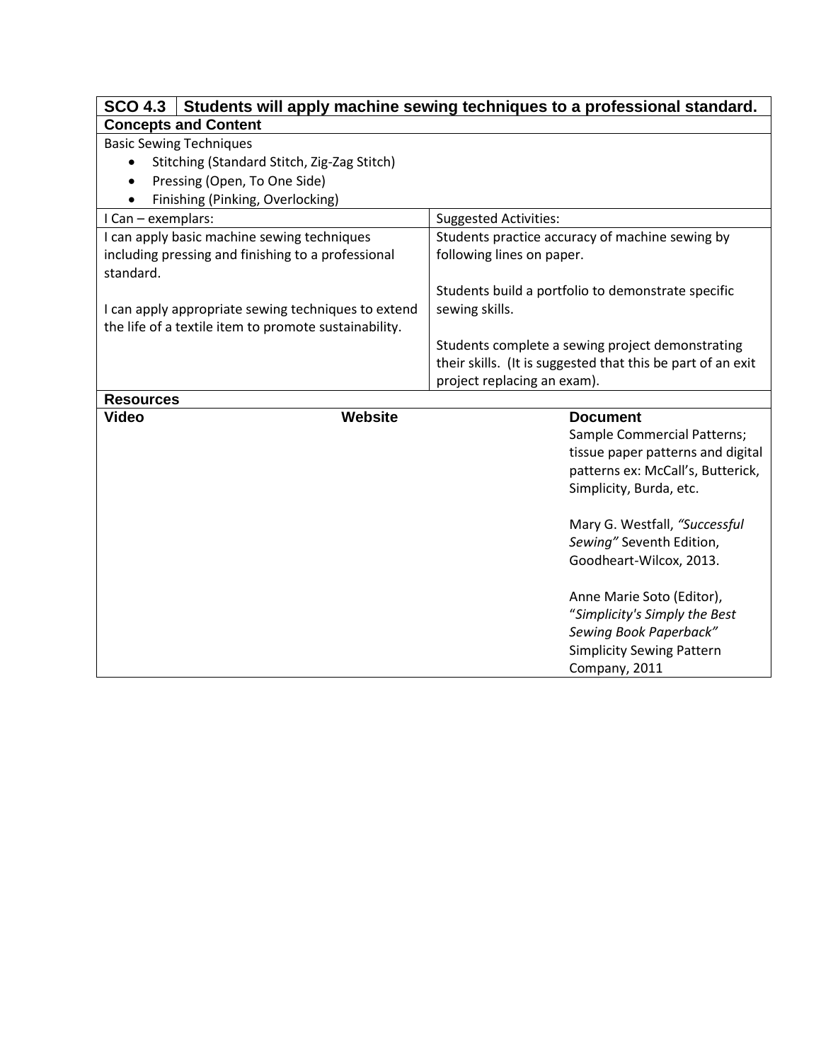| SCO 4.3 | Students will apply machine sewing techniques to a professional standard. |
|---|---|

**Concepts and Content**

Basic Sewing Techniques

- Stitching (Standard Stitch, Zig-Zag Stitch)
- Pressing (Open, To One Side)
- Finishing (Pinking, Overlocking)

| I Can – exemplars: | Suggested Activities: |
|---|---|
| I can apply basic machine sewing techniques including pressing and finishing to a professional standard.<br><br>I can apply appropriate sewing techniques to extend the life of a textile item to promote sustainability. | Students practice accuracy of machine sewing by following lines on paper.<br><br>Students build a portfolio to demonstrate specific sewing skills.<br><br>Students complete a sewing project demonstrating their skills. (It is suggested that this be part of an exit project replacing an exam). |

**Resources**

| Video | Website | Document |
|---|---|---|
| | | Sample Commercial Patterns; tissue paper patterns and digital patterns ex: McCall's, Butterick, Simplicity, Burda, etc.<br><br>Mary G. Westfall, *"Successful Sewing"* Seventh Edition, Goodheart-Wilcox, 2013.<br><br>Anne Marie Soto (Editor), "*Simplicity's Simply the Best Sewing Book Paperback"* Simplicity Sewing Pattern Company, 2011 |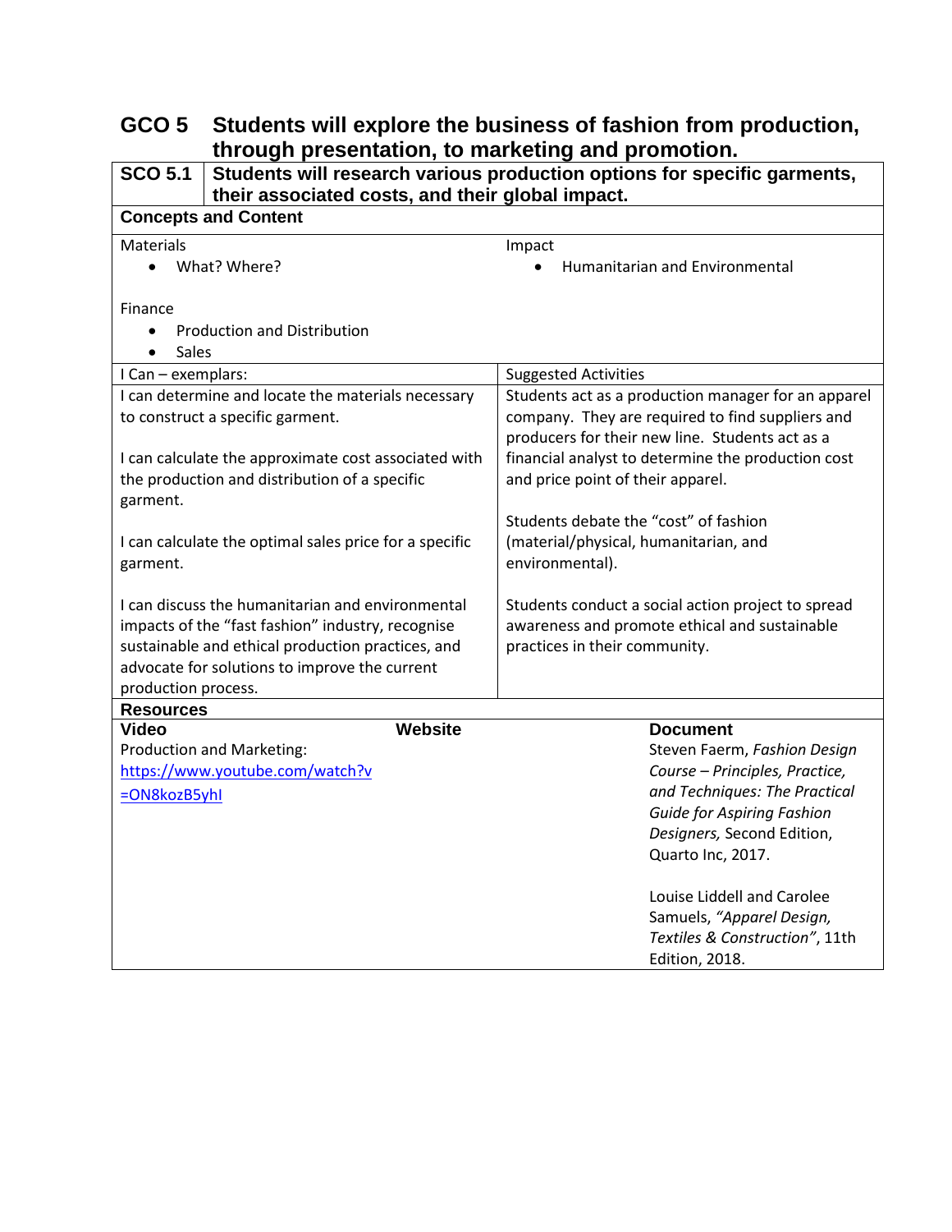## GCO 5 Students will explore the business of fashion from production, through presentation, to marketing and promotion.

### SCO 5.1 Students will research various production options for specific garments, their associated costs, and their global impact.

**Concepts and Content**

Materials

- What? Where?

Finance

- Production and Distribution
- Sales

Impact

- Humanitarian and Environmental

| I Can – exemplars: | Suggested Activities |
|---|---|
| I can determine and locate the materials necessary to construct a specific garment.<br><br>I can calculate the approximate cost associated with the production and distribution of a specific garment.<br><br>I can calculate the optimal sales price for a specific garment.<br><br>I can discuss the humanitarian and environmental impacts of the "fast fashion" industry, recognise sustainable and ethical production practices, and advocate for solutions to improve the current production process. | Students act as a production manager for an apparel company. They are required to find suppliers and producers for their new line. Students act as a financial analyst to determine the production cost and price point of their apparel.<br><br>Students debate the "cost" of fashion (material/physical, humanitarian, and environmental).<br><br>Students conduct a social action project to spread awareness and promote ethical and sustainable practices in their community. |

**Resources**

| Video | Website | Document |
|---|---|---|
| Production and Marketing: https://www.youtube.com/watch?v=ON8kozB5yhI | | Steven Faerm, *Fashion Design Course – Principles, Practice, and Techniques: The Practical Guide for Aspiring Fashion Designers,* Second Edition, Quarto Inc, 2017.<br><br>Louise Liddell and Carolee Samuels, *"Apparel Design, Textiles & Construction"*, 11th Edition, 2018. |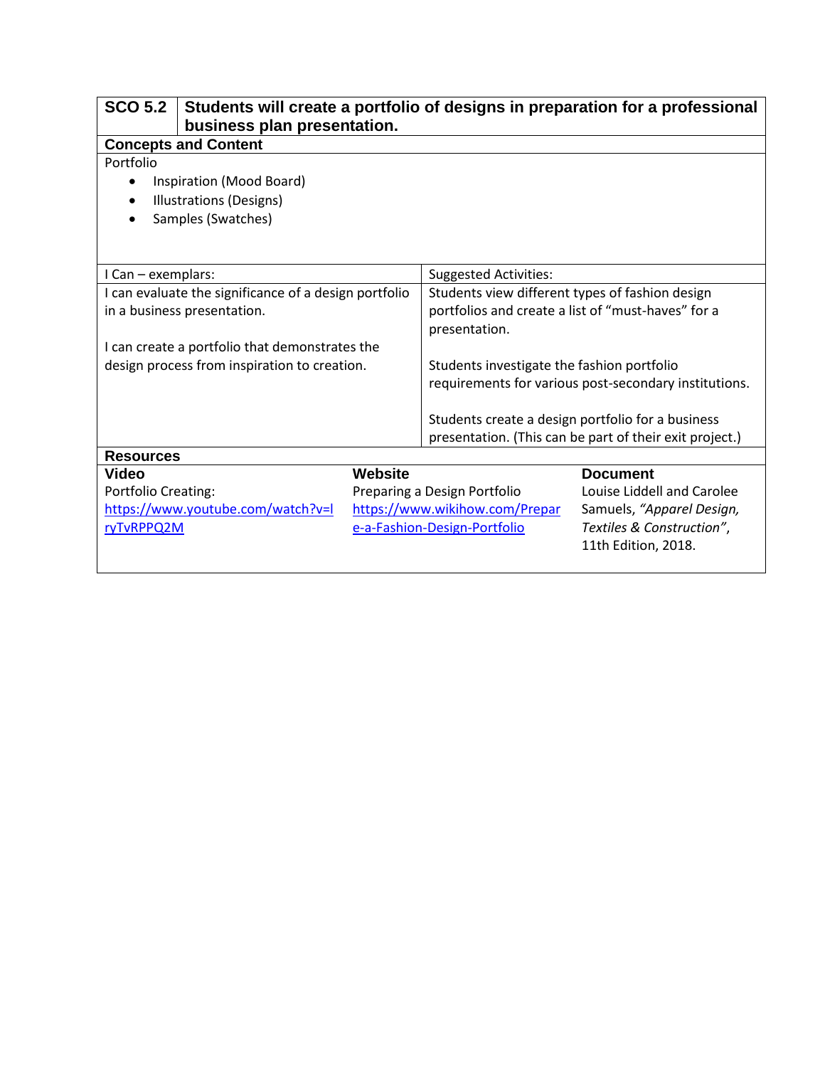| SCO 5.2 | Students will create a portfolio of designs in preparation for a professional business plan presentation. |
|---|---|

**Concepts and Content**

Portfolio

- Inspiration (Mood Board)
- Illustrations (Designs)
- Samples (Swatches)

| I Can – exemplars: | Suggested Activities: |
|---|---|
| I can evaluate the significance of a design portfolio in a business presentation.<br><br>I can create a portfolio that demonstrates the design process from inspiration to creation. | Students view different types of fashion design portfolios and create a list of "must-haves" for a presentation.<br><br>Students investigate the fashion portfolio requirements for various post-secondary institutions.<br><br>Students create a design portfolio for a business presentation. (This can be part of their exit project.) |

**Resources**

| Video | Website | Document |
|---|---|---|
| Portfolio Creating: https://www.youtube.com/watch?v=lryTvRPPQ2M | Preparing a Design Portfolio https://www.wikihow.com/Prepare-a-Fashion-Design-Portfolio | Louise Liddell and Carolee Samuels, *"Apparel Design, Textiles & Construction"*, 11th Edition, 2018. |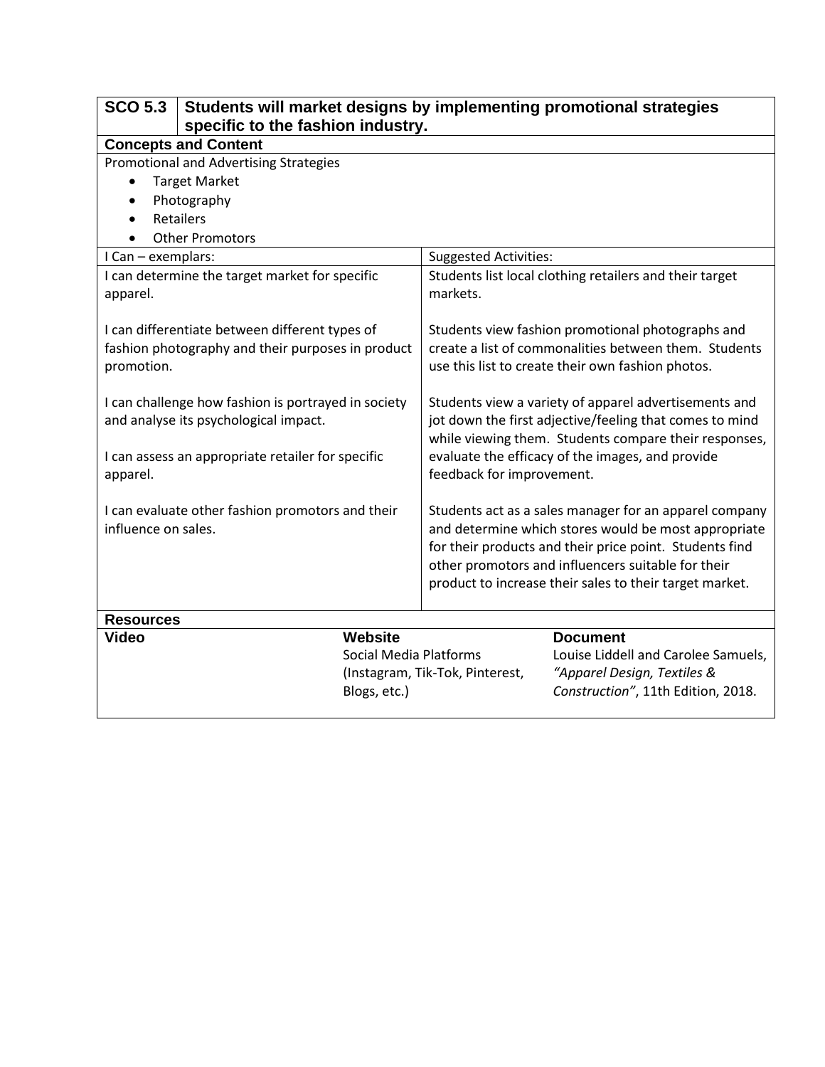| SCO 5.3 | Students will market designs by implementing promotional strategies specific to the fashion industry. |
|---|---|

**Concepts and Content**

Promotional and Advertising Strategies

- Target Market
- Photography
- Retailers
- Other Promotors

| I Can – exemplars: | Suggested Activities: |
|---|---|
| I can determine the target market for specific apparel. | Students list local clothing retailers and their target markets. |
| I can differentiate between different types of fashion photography and their purposes in product promotion. | Students view fashion promotional photographs and create a list of commonalities between them. Students use this list to create their own fashion photos. |
| I can challenge how fashion is portrayed in society and analyse its psychological impact.<br><br>I can assess an appropriate retailer for specific apparel. | Students view a variety of apparel advertisements and jot down the first adjective/feeling that comes to mind while viewing them. Students compare their responses, evaluate the efficacy of the images, and provide feedback for improvement. |
| I can evaluate other fashion promotors and their influence on sales. | Students act as a sales manager for an apparel company and determine which stores would be most appropriate for their products and their price point. Students find other promotors and influencers suitable for their product to increase their sales to their target market. |

**Resources**

| Video | Website | Document |
|---|---|---|
| | Social Media Platforms (Instagram, Tik-Tok, Pinterest, Blogs, etc.) | Louise Liddell and Carolee Samuels, *"Apparel Design, Textiles & Construction"*, 11th Edition, 2018. |